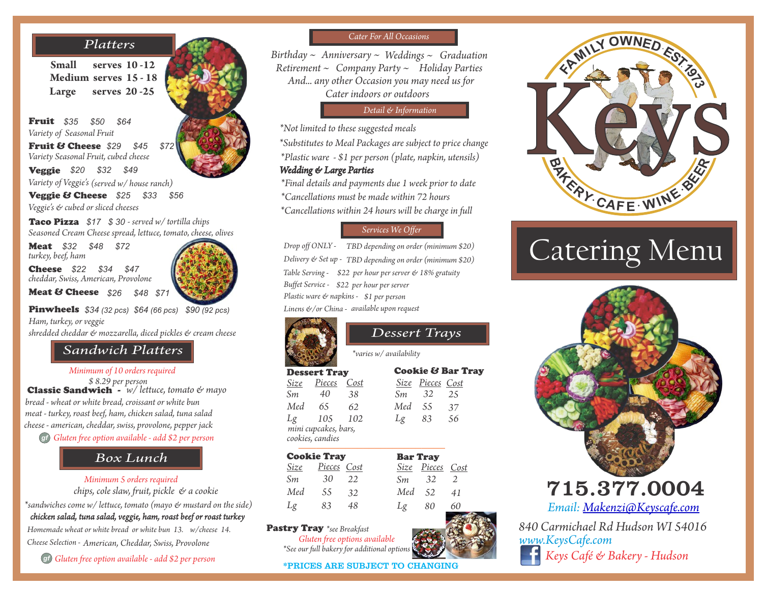## Platters

Small serves 10 -12
Medium serves 15 - 18
Large serves 20 -25

**Fruit** *$35 $50 $64*
*Variety of Seasonal Fruit*

**Fruit & Cheese** *$29 $45 $72*
*Variety Seasonal Fruit, cubed cheese*

**Veggie** *$20 $32 $49*
*Variety of Veggie's (served w/ house ranch)*

**Veggie & Cheese** *$25 $33 $56*
*Veggie's & cubed or sliced cheeses*

**Taco Pizza** *$17 $ 30 - served w/ tortilla chips*
*Seasoned Cream Cheese spread, lettuce, tomato, cheese, olives*

**Meat** *$32 $48 $72*
*turkey, beef, ham*

**Cheese** *$22 $34 $47*
*cheddar, Swiss, American, Provolone*

**Meat & Cheese** *$26 $48 $71*

**Pinwheels** *$34 (32 pcs) $64 (66 pcs) $90 (92 pcs)*
*Ham, turkey, or veggie*
*shredded cheddar & mozzarella, diced pickles & cream cheese*

## Sandwich Platters

*Minimum of 10 orders required*
*$ 8.29 per person*

**Classic Sandwich** - *w/ lettuce, tomato & mayo*
*bread - wheat or white bread, croissant or white bun*
*meat - turkey, roast beef, ham, chicken salad, tuna salad*
*cheese - american, cheddar, swiss, provolone, pepper jack*
gf *Gluten free option available - add $2 per person*

## Box Lunch

*Minimum 5 orders required*
*chips, cole slaw, fruit, pickle & a cookie*
*\*sandwiches come w/ lettuce, tomato (mayo & mustard on the side)*
***chicken salad, tuna salad, veggie, ham, roast beef or roast turkey***
*Homemade wheat or white bread or white bun 13. w/cheese 14.*
*Cheese Selection - American, Cheddar, Swiss, Provolone*
gf *Gluten free option available - add $2 per person*

## Cater For All Occasions

*Birthday ~ Anniversary ~ Weddings ~ Graduation*
*Retirement ~ Company Party ~ Holiday Parties*
*And... any other Occasion you may need us for*
*Cater indoors or outdoors*

## Detail & Information

*\*Not limited to these suggested meals*
*\*Substitutes to Meal Packages are subject to price change*
*\*Plastic ware - $1 per person (plate, napkin, utensils)*

***Wedding & Large Parties***
*\*Final details and payments due 1 week prior to date*
*\*Cancellations must be made within 72 hours*
*\*Cancellations within 24 hours will be charge in full*

## Services We Offer

*Drop off ONLY - TBD depending on order (minimum $20)*
*Delivery & Set up - TBD depending on order (minimum $20)*
*Table Serving - $22 per hour per server & 18% gratuity*
*Buffet Service - $22 per hour per server*
*Plastic ware & napkins - $1 per person*
*Linens &/or China - available upon request*

## Dessert Trays

*\*varies w/ availability*

**Dessert Tray**

| Size | Pieces | Cost |
|---|---|---|
| Sm | 40 | 38 |
| Med | 65 | 62 |
| Lg | 105 | 102 |

*mini cupcakes, bars, cookies, candies*

**Cookie & Bar Tray**

| Size | Pieces | Cost |
|---|---|---|
| Sm | 32 | 25 |
| Med | 55 | 37 |
| Lg | 83 | 56 |

**Cookie Tray**

| Size | Pieces | Cost |
|---|---|---|
| Sm | 30 | 22 |
| Med | 55 | 32 |
| Lg | 83 | 48 |

**Bar Tray**

| Size | Pieces | Cost |
|---|---|---|
| Sm | 32 | 2 |
| Med | 52 | 41 |
| Lg | 80 | 60 |

**Pastry Tray** *\*see Breakfast*
*Gluten free options available*
*\*See our full bakery for additional options*

\*PRICES ARE SUBJECT TO CHANGING

FAMILY OWNED EST. 1973
# Keys
BAKERY · CAFE · WINE · BEER

# Catering Menu

**715.377.0004**
*Email: Makenzi@Keyscafe.com*
*840 Carmichael Rd Hudson WI 54016*
*www.KeysCafe.com*
*Keys Café & Bakery - Hudson*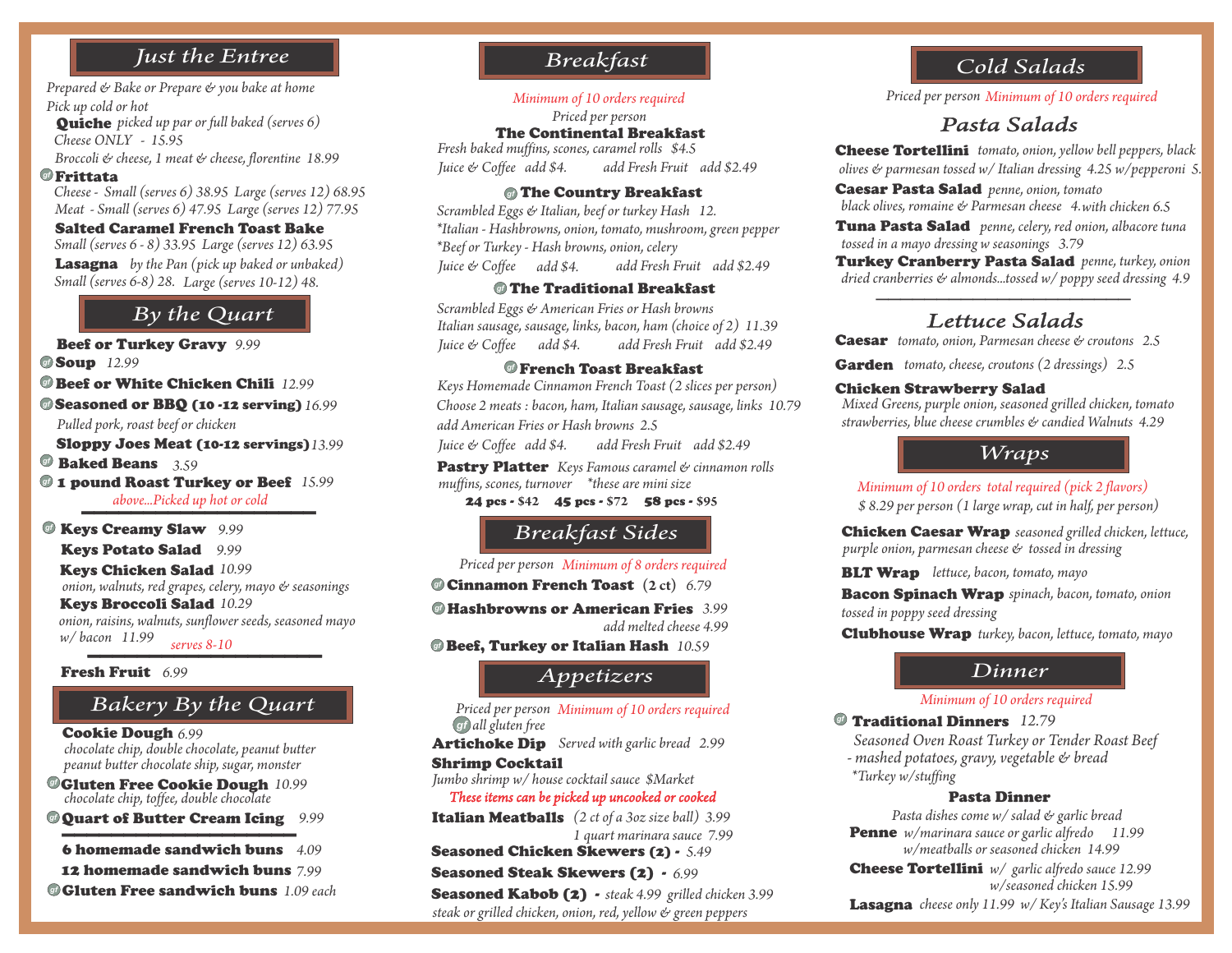## Just the Entree

*Prepared & Bake or Prepare & you bake at home*
*Pick up cold or hot*

**Quiche** *picked up par or full baked (serves 6)*
*Cheese ONLY - 15.95*
*Broccoli & cheese, 1 meat & cheese, florentine 18.99*

gf **Frittata**
*Cheese - Small (serves 6) 38.95 Large (serves 12) 68.95*
*Meat - Small (serves 6) 47.95 Large (serves 12) 77.95*

**Salted Caramel French Toast Bake**
*Small (serves 6 - 8) 33.95 Large (serves 12) 63.95*

**Lasagna** *by the Pan (pick up baked or unbaked)*
*Small (serves 6-8) 28. Large (serves 10-12) 48.*

## By the Quart

**Beef or Turkey Gravy** *9.99*
gf **Soup** *12.99*
gf **Beef or White Chicken Chili** *12.99*
gf **Seasoned or BBQ (10 -12 serving)** *16.99*
*Pulled pork, roast beef or chicken*
**Sloppy Joes Meat (10-12 servings)** *13.99*
gf **Baked Beans** *3.59*
gf **1 pound Roast Turkey or Beef** *15.99*
*above...Picked up hot or cold*

gf **Keys Creamy Slaw** *9.99*
**Keys Potato Salad** *9.99*
**Keys Chicken Salad** *10.99*
*onion, walnuts, red grapes, celery, mayo & seasonings*
**Keys Broccoli Salad** *10.29*
*onion, raisins, walnuts, sunflower seeds, seasoned mayo w/ bacon 11.99*
*serves 8-10*

**Fresh Fruit** *6.99*

## Bakery By the Quart

**Cookie Dough** *6.99*
*chocolate chip, double chocolate, peanut butter peanut butter chocolate ship, sugar, monster*
gf **Gluten Free Cookie Dough** *10.99*
*chocolate chip, toffee, double chocolate*
gf **Quart of Butter Cream Icing** *9.99*

**6 homemade sandwich buns** *4.09*
**12 homemade sandwich buns** *7.99*
gf **Gluten Free sandwich buns** *1.09 each*

## Breakfast

*Minimum of 10 orders required*
*Priced per person*

**The Continental Breakfast**
*Fresh baked muffins, scones, caramel rolls $4.5*
*Juice & Coffee add $4. add Fresh Fruit add $2.49*

gf **The Country Breakfast**
*Scrambled Eggs & Italian, beef or turkey Hash 12.*
*\*Italian - Hashbrowns, onion, tomato, mushroom, green pepper*
*\*Beef or Turkey - Hash browns, onion, celery*
*Juice & Coffee add $4. add Fresh Fruit add $2.49*

gf **The Traditional Breakfast**
*Scrambled Eggs & American Fries or Hash browns*
*Italian sausage, sausage, links, bacon, ham (choice of 2) 11.39*
*Juice & Coffee add $4. add Fresh Fruit add $2.49*

gf **French Toast Breakfast**
*Keys Homemade Cinnamon French Toast (2 slices per person)*
*Choose 2 meats : bacon, ham, Italian sausage, sausage, links 10.79*
*add American Fries or Hash browns 2.5*
*Juice & Coffee add $4. add Fresh Fruit add $2.49*

**Pastry Platter** *Keys Famous caramel & cinnamon rolls muffins, scones, turnover \*these are mini size*
**24 pcs - $42 45 pcs - $72 58 pcs - $95**

## Breakfast Sides

*Priced per person Minimum of 8 orders required*

gf **Cinnamon French Toast (2 ct)** *6.79*
gf **Hashbrowns or American Fries** *3.99*
*add melted cheese 4.99*
gf **Beef, Turkey or Italian Hash** *10.59*

## Appetizers

*Priced per person Minimum of 10 orders required*
gf *all gluten free*

**Artichoke Dip** *Served with garlic bread 2.99*
**Shrimp Cocktail**
*Jumbo shrimp w/ house cocktail sauce $Market*
*These items can be picked up uncooked or cooked*
**Italian Meatballs** *(2 ct of a 3oz size ball) 3.99*
*1 quart marinara sauce 7.99*
**Seasoned Chicken Skewers (2)** *- 5.49*
**Seasoned Steak Skewers (2)** *- 6.99*
**Seasoned Kabob (2)** *- steak 4.99 grilled chicken 3.99*
*steak or grilled chicken, onion, red, yellow & green peppers*

## Cold Salads

*Priced per person Minimum of 10 orders required*

### Pasta Salads

**Cheese Tortellini** *tomato, onion, yellow bell peppers, black olives & parmesan tossed w/ Italian dressing 4.25 w/pepperoni 5.*
**Caesar Pasta Salad** *penne, onion, tomato black olives, romaine & Parmesan cheese 4.with chicken 6.5*
**Tuna Pasta Salad** *penne, celery, red onion, albacore tuna tossed in a mayo dressing w seasonings 3.79*
**Turkey Cranberry Pasta Salad** *penne, turkey, onion dried cranberries & almonds...tossed w/ poppy seed dressing 4.9*

### Lettuce Salads

**Caesar** *tomato, onion, Parmesan cheese & croutons 2.5*
**Garden** *tomato, cheese, croutons (2 dressings) 2.5*
**Chicken Strawberry Salad**
*Mixed Greens, purple onion, seasoned grilled chicken, tomato strawberries, blue cheese crumbles & candied Walnuts 4.29*

## Wraps

*Minimum of 10 orders total required (pick 2 flavors)*
*$ 8.29 per person (1 large wrap, cut in half, per person)*

**Chicken Caesar Wrap** *seasoned grilled chicken, lettuce, purple onion, parmesan cheese & tossed in dressing*
**BLT Wrap** *lettuce, bacon, tomato, mayo*
**Bacon Spinach Wrap** *spinach, bacon, tomato, onion tossed in poppy seed dressing*
**Clubhouse Wrap** *turkey, bacon, lettuce, tomato, mayo*

## Dinner

*Minimum of 10 orders required*

gf **Traditional Dinners** *12.79*
*Seasoned Oven Roast Turkey or Tender Roast Beef - mashed potatoes, gravy, vegetable & bread*
*\*Turkey w/stuffing*

**Pasta Dinner**
*Pasta dishes come w/ salad & garlic bread*
**Penne** *w/marinara sauce or garlic alfredo 11.99*
*w/meatballs or seasoned chicken 14.99*
**Cheese Tortellini** *w/ garlic alfredo sauce 12.99*
*w/seasoned chicken 15.99*
**Lasagna** *cheese only 11.99 w/ Key's Italian Sausage 13.99*